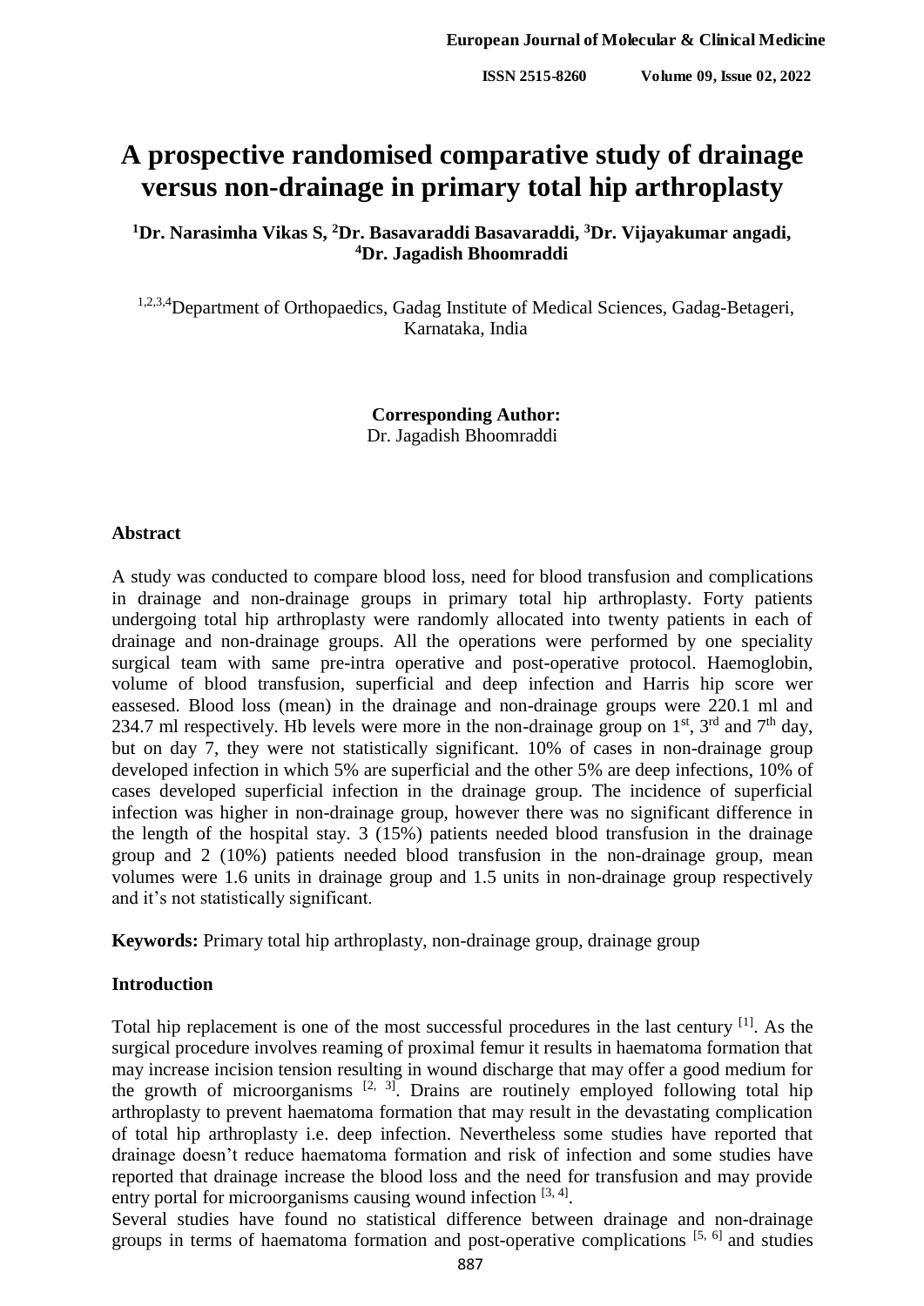# A prospective randomised comparative study of drainage versus non-drainage in primary total hip arthroplasty

**[1]Dr. Narasimha Vikas S, [2]Dr. Basavaraddi Basavaraddi, [3]Dr. Vijayakumar angadi, [4]Dr. Jagadish Bhoomraddi**

[1,2,3,4]Department of Orthopaedics, Gadag Institute of Medical Sciences, Gadag-Betageri, Karnataka, India

**Corresponding Author:**
Dr. Jagadish Bhoomraddi

## Abstract

A study was conducted to compare blood loss, need for blood transfusion and complications in drainage and non-drainage groups in primary total hip arthroplasty. Forty patients undergoing total hip arthroplasty were randomly allocated into twenty patients in each of drainage and non-drainage groups. All the operations were performed by one speciality surgical team with same pre-intra operative and post-operative protocol. Haemoglobin, volume of blood transfusion, superficial and deep infection and Harris hip score wer eassesed. Blood loss (mean) in the drainage and non-drainage groups were 220.1 ml and 234.7 ml respectively. Hb levels were more in the non-drainage group on 1st, 3rd and 7th day, but on day 7, they were not statistically significant. 10% of cases in non-drainage group developed infection in which 5% are superficial and the other 5% are deep infections, 10% of cases developed superficial infection in the drainage group. The incidence of superficial infection was higher in non-drainage group, however there was no significant difference in the length of the hospital stay. 3 (15%) patients needed blood transfusion in the drainage group and 2 (10%) patients needed blood transfusion in the non-drainage group, mean volumes were 1.6 units in drainage group and 1.5 units in non-drainage group respectively and it's not statistically significant.

**Keywords:** Primary total hip arthroplasty, non-drainage group, drainage group

## Introduction

Total hip replacement is one of the most successful procedures in the last century [1]. As the surgical procedure involves reaming of proximal femur it results in haematoma formation that may increase incision tension resulting in wound discharge that may offer a good medium for the growth of microorganisms [2, 3]. Drains are routinely employed following total hip arthroplasty to prevent haematoma formation that may result in the devastating complication of total hip arthroplasty i.e. deep infection. Nevertheless some studies have reported that drainage doesn't reduce haematoma formation and risk of infection and some studies have reported that drainage increase the blood loss and the need for transfusion and may provide entry portal for microorganisms causing wound infection [3, 4].

Several studies have found no statistical difference between drainage and non-drainage groups in terms of haematoma formation and post-operative complications [5, 6] and studies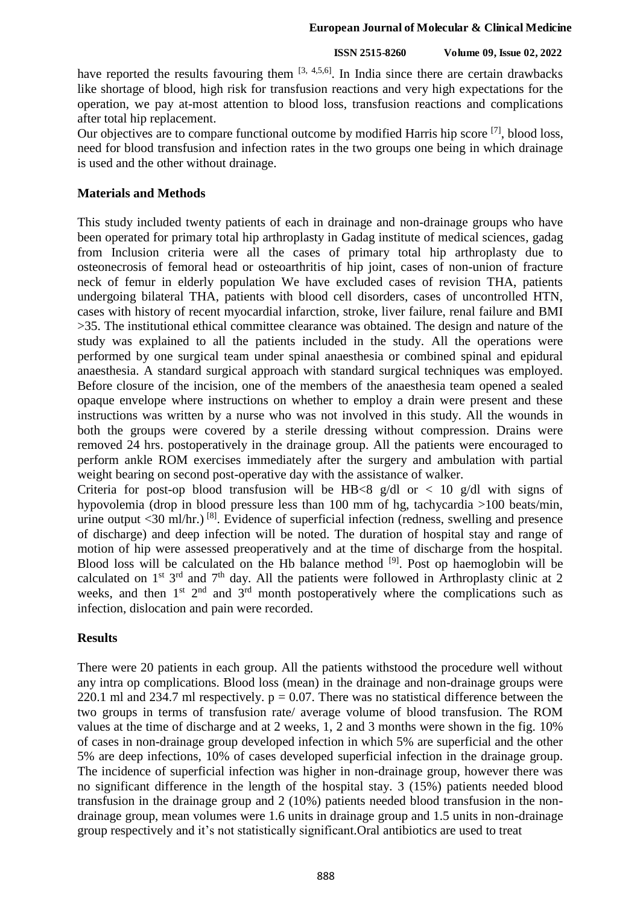have reported the results favouring them [3, 4,5,6]. In India since there are certain drawbacks like shortage of blood, high risk for transfusion reactions and very high expectations for the operation, we pay at-most attention to blood loss, transfusion reactions and complications after total hip replacement.

Our objectives are to compare functional outcome by modified Harris hip score [7], blood loss, need for blood transfusion and infection rates in the two groups one being in which drainage is used and the other without drainage.

## Materials and Methods

This study included twenty patients of each in drainage and non-drainage groups who have been operated for primary total hip arthroplasty in Gadag institute of medical sciences, gadag from Inclusion criteria were all the cases of primary total hip arthroplasty due to osteonecrosis of femoral head or osteoarthritis of hip joint, cases of non-union of fracture neck of femur in elderly population We have excluded cases of revision THA, patients undergoing bilateral THA, patients with blood cell disorders, cases of uncontrolled HTN, cases with history of recent myocardial infarction, stroke, liver failure, renal failure and BMI >35. The institutional ethical committee clearance was obtained. The design and nature of the study was explained to all the patients included in the study. All the operations were performed by one surgical team under spinal anaesthesia or combined spinal and epidural anaesthesia. A standard surgical approach with standard surgical techniques was employed. Before closure of the incision, one of the members of the anaesthesia team opened a sealed opaque envelope where instructions on whether to employ a drain were present and these instructions was written by a nurse who was not involved in this study. All the wounds in both the groups were covered by a sterile dressing without compression. Drains were removed 24 hrs. postoperatively in the drainage group. All the patients were encouraged to perform ankle ROM exercises immediately after the surgery and ambulation with partial weight bearing on second post-operative day with the assistance of walker.

Criteria for post-op blood transfusion will be HB<8 g/dl or < 10 g/dl with signs of hypovolemia (drop in blood pressure less than 100 mm of hg, tachycardia >100 beats/min, urine output <30 ml/hr.) [8]. Evidence of superficial infection (redness, swelling and presence of discharge) and deep infection will be noted. The duration of hospital stay and range of motion of hip were assessed preoperatively and at the time of discharge from the hospital. Blood loss will be calculated on the Hb balance method [9]. Post op haemoglobin will be calculated on 1st 3rd and 7th day. All the patients were followed in Arthroplasty clinic at 2 weeks, and then 1st 2nd and 3rd month postoperatively where the complications such as infection, dislocation and pain were recorded.

## Results

There were 20 patients in each group. All the patients withstood the procedure well without any intra op complications. Blood loss (mean) in the drainage and non-drainage groups were 220.1 ml and 234.7 ml respectively. $p = 0.07$. There was no statistical difference between the two groups in terms of transfusion rate/ average volume of blood transfusion. The ROM values at the time of discharge and at 2 weeks, 1, 2 and 3 months were shown in the fig. 10% of cases in non-drainage group developed infection in which 5% are superficial and the other 5% are deep infections, 10% of cases developed superficial infection in the drainage group. The incidence of superficial infection was higher in non-drainage group, however there was no significant difference in the length of the hospital stay. 3 (15%) patients needed blood transfusion in the drainage group and 2 (10%) patients needed blood transfusion in the non-drainage group, mean volumes were 1.6 units in drainage group and 1.5 units in non-drainage group respectively and it's not statistically significant.Oral antibiotics are used to treat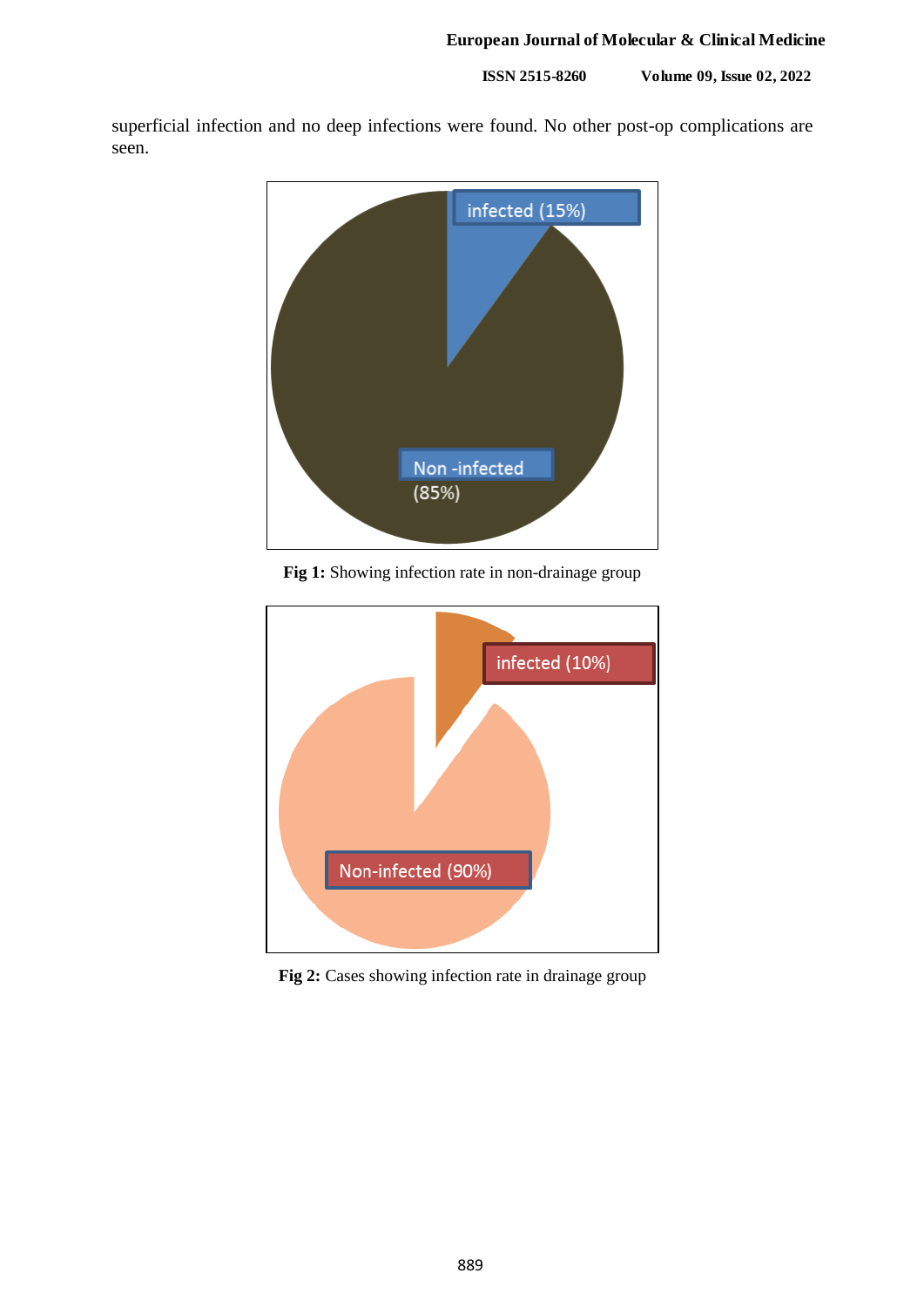superficial infection and no deep infections were found. No other post-op complications are seen.

**Fig 1:** Showing infection rate in non-drainage group

**Fig 2:** Cases showing infection rate in drainage group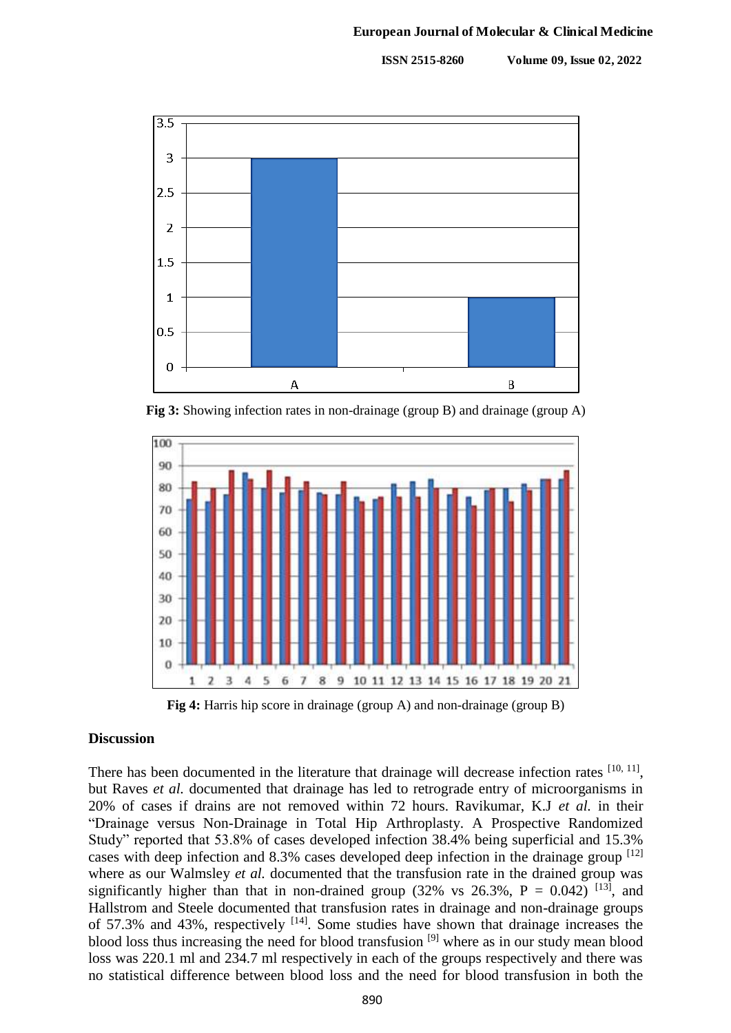**Fig 3:** Showing infection rates in non-drainage (group B) and drainage (group A)

**Fig 4:** Harris hip score in drainage (group A) and non-drainage (group B)

## Discussion

There has been documented in the literature that drainage will decrease infection rates [10, 11], but Raves *et al.* documented that drainage has led to retrograde entry of microorganisms in 20% of cases if drains are not removed within 72 hours. Ravikumar, K.J *et al.* in their "Drainage versus Non-Drainage in Total Hip Arthroplasty. A Prospective Randomized Study" reported that 53.8% of cases developed infection 38.4% being superficial and 15.3% cases with deep infection and 8.3% cases developed deep infection in the drainage group [12] where as our Walmsley *et al.* documented that the transfusion rate in the drained group was significantly higher than that in non-drained group (32% vs 26.3%, $P = 0.042$) [13], and Hallstrom and Steele documented that transfusion rates in drainage and non-drainage groups of 57.3% and 43%, respectively [14]. Some studies have shown that drainage increases the blood loss thus increasing the need for blood transfusion [9] where as in our study mean blood loss was 220.1 ml and 234.7 ml respectively in each of the groups respectively and there was no statistical difference between blood loss and the need for blood transfusion in both the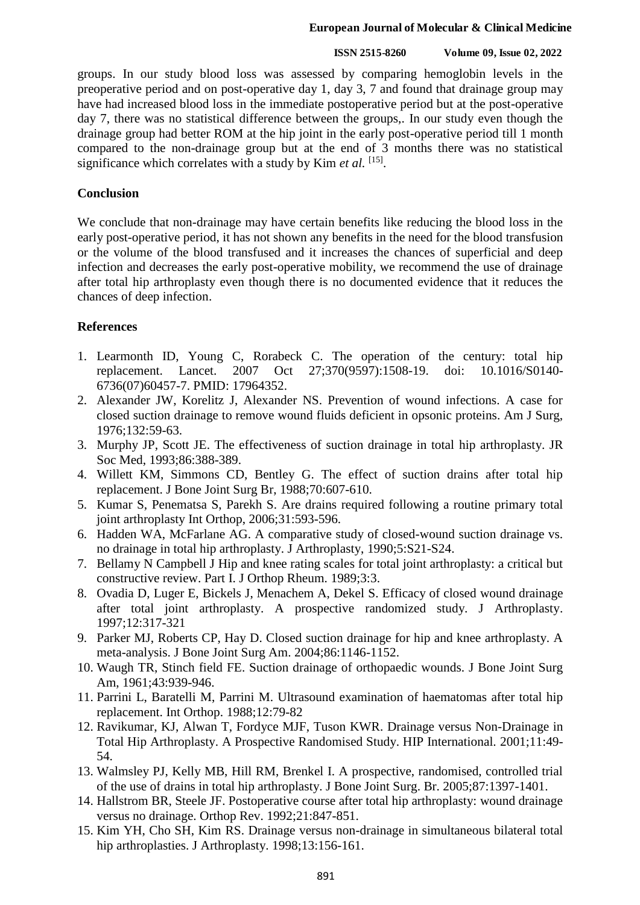groups. In our study blood loss was assessed by comparing hemoglobin levels in the preoperative period and on post-operative day 1, day 3, 7 and found that drainage group may have had increased blood loss in the immediate postoperative period but at the post-operative day 7, there was no statistical difference between the groups,. In our study even though the drainage group had better ROM at the hip joint in the early post-operative period till 1 month compared to the non-drainage group but at the end of 3 months there was no statistical significance which correlates with a study by Kim *et al.* [15].

## Conclusion

We conclude that non-drainage may have certain benefits like reducing the blood loss in the early post-operative period, it has not shown any benefits in the need for the blood transfusion or the volume of the blood transfused and it increases the chances of superficial and deep infection and decreases the early post-operative mobility, we recommend the use of drainage after total hip arthroplasty even though there is no documented evidence that it reduces the chances of deep infection.

## References

1. Learmonth ID, Young C, Rorabeck C. The operation of the century: total hip replacement. Lancet. 2007 Oct 27;370(9597):1508-19. doi: 10.1016/S0140-6736(07)60457-7. PMID: 17964352.
2. Alexander JW, Korelitz J, Alexander NS. Prevention of wound infections. A case for closed suction drainage to remove wound fluids deficient in opsonic proteins. Am J Surg, 1976;132:59-63.
3. Murphy JP, Scott JE. The effectiveness of suction drainage in total hip arthroplasty. JR Soc Med, 1993;86:388-389.
4. Willett KM, Simmons CD, Bentley G. The effect of suction drains after total hip replacement. J Bone Joint Surg Br, 1988;70:607-610.
5. Kumar S, Penematsa S, Parekh S. Are drains required following a routine primary total joint arthroplasty Int Orthop, 2006;31:593-596.
6. Hadden WA, McFarlane AG. A comparative study of closed-wound suction drainage vs. no drainage in total hip arthroplasty. J Arthroplasty, 1990;5:S21-S24.
7. Bellamy N Campbell J Hip and knee rating scales for total joint arthroplasty: a critical but constructive review. Part I. J Orthop Rheum. 1989;3:3.
8. Ovadia D, Luger E, Bickels J, Menachem A, Dekel S. Efficacy of closed wound drainage after total joint arthroplasty. A prospective randomized study. J Arthroplasty. 1997;12:317-321
9. Parker MJ, Roberts CP, Hay D. Closed suction drainage for hip and knee arthroplasty. A meta-analysis. J Bone Joint Surg Am. 2004;86:1146-1152.
10. Waugh TR, Stinch field FE. Suction drainage of orthopaedic wounds. J Bone Joint Surg Am, 1961;43:939-946.
11. Parrini L, Baratelli M, Parrini M. Ultrasound examination of haematomas after total hip replacement. Int Orthop. 1988;12:79-82
12. Ravikumar, KJ, Alwan T, Fordyce MJF, Tuson KWR. Drainage versus Non-Drainage in Total Hip Arthroplasty. A Prospective Randomised Study. HIP International. 2001;11:49-54.
13. Walmsley PJ, Kelly MB, Hill RM, Brenkel I. A prospective, randomised, controlled trial of the use of drains in total hip arthroplasty. J Bone Joint Surg. Br. 2005;87:1397-1401.
14. Hallstrom BR, Steele JF. Postoperative course after total hip arthroplasty: wound drainage versus no drainage. Orthop Rev. 1992;21:847-851.
15. Kim YH, Cho SH, Kim RS. Drainage versus non-drainage in simultaneous bilateral total hip arthroplasties. J Arthroplasty. 1998;13:156-161.